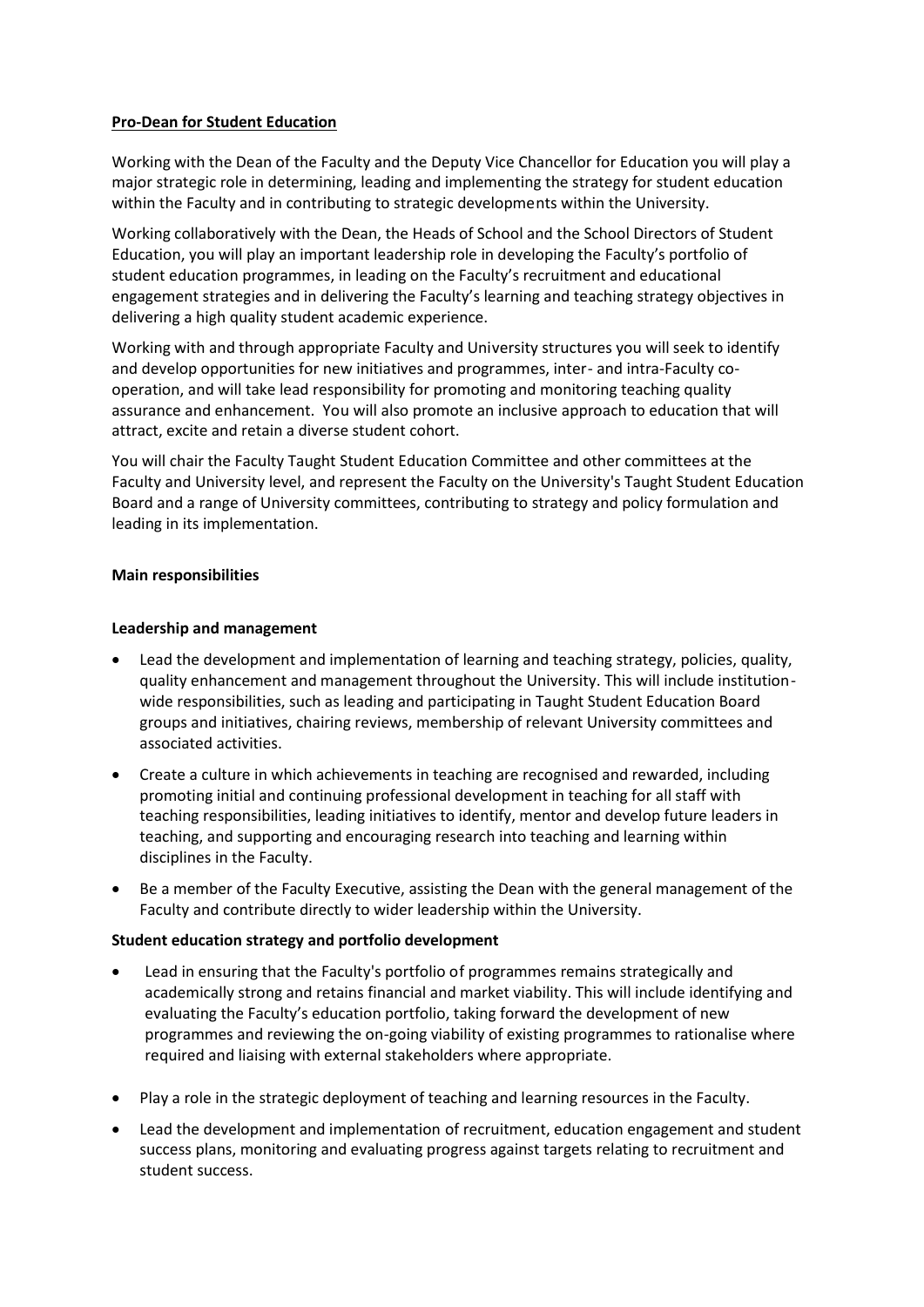**Pro-Dean for Student Education**

Working with the Dean of the Faculty and the Deputy Vice Chancellor for Education you will play a major strategic role in determining, leading and implementing the strategy for student education within the Faculty and in contributing to strategic developments within the University.

Working collaboratively with the Dean, the Heads of School and the School Directors of Student Education, you will play an important leadership role in developing the Faculty's portfolio of student education programmes, in leading on the Faculty's recruitment and educational engagement strategies and in delivering the Faculty's learning and teaching strategy objectives in delivering a high quality student academic experience.

Working with and through appropriate Faculty and University structures you will seek to identify and develop opportunities for new initiatives and programmes, inter- and intra-Faculty co-operation, and will take lead responsibility for promoting and monitoring teaching quality assurance and enhancement. You will also promote an inclusive approach to education that will attract, excite and retain a diverse student cohort.

You will chair the Faculty Taught Student Education Committee and other committees at the Faculty and University level, and represent the Faculty on the University's Taught Student Education Board and a range of University committees, contributing to strategy and policy formulation and leading in its implementation.

**Main responsibilities**

**Leadership and management**

- Lead the development and implementation of learning and teaching strategy, policies, quality, quality enhancement and management throughout the University. This will include institution-wide responsibilities, such as leading and participating in Taught Student Education Board groups and initiatives, chairing reviews, membership of relevant University committees and associated activities.
- Create a culture in which achievements in teaching are recognised and rewarded, including promoting initial and continuing professional development in teaching for all staff with teaching responsibilities, leading initiatives to identify, mentor and develop future leaders in teaching, and supporting and encouraging research into teaching and learning within disciplines in the Faculty.
- Be a member of the Faculty Executive, assisting the Dean with the general management of the Faculty and contribute directly to wider leadership within the University.

**Student education strategy and portfolio development**

- Lead in ensuring that the Faculty's portfolio of programmes remains strategically and academically strong and retains financial and market viability. This will include identifying and evaluating the Faculty's education portfolio, taking forward the development of new programmes and reviewing the on-going viability of existing programmes to rationalise where required and liaising with external stakeholders where appropriate.
- Play a role in the strategic deployment of teaching and learning resources in the Faculty.
- Lead the development and implementation of recruitment, education engagement and student success plans, monitoring and evaluating progress against targets relating to recruitment and student success.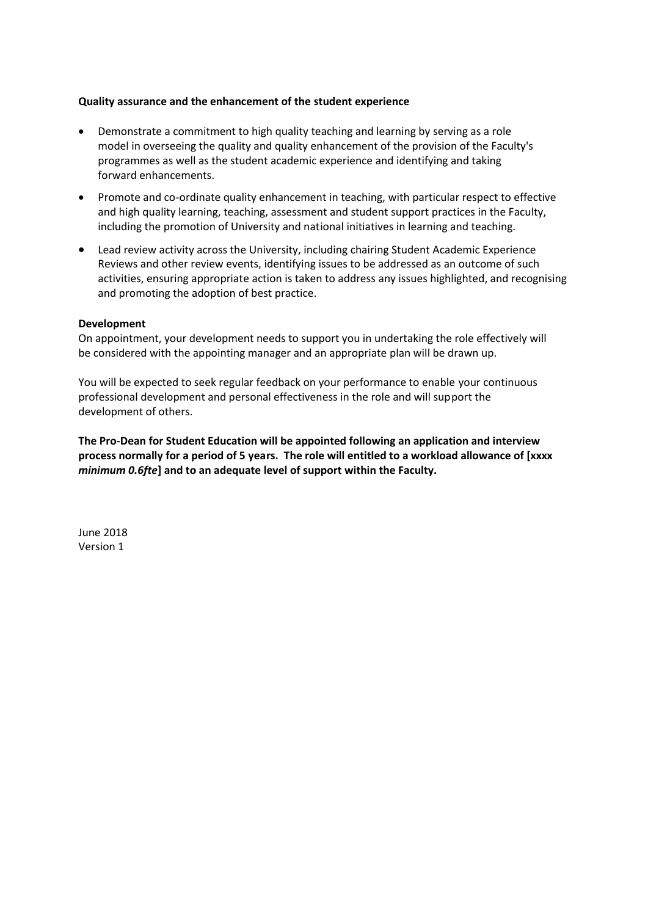**Quality assurance and the enhancement of the student experience**

- Demonstrate a commitment to high quality teaching and learning by serving as a role model in overseeing the quality and quality enhancement of the provision of the Faculty's programmes as well as the student academic experience and identifying and taking forward enhancements.
- Promote and co-ordinate quality enhancement in teaching, with particular respect to effective and high quality learning, teaching, assessment and student support practices in the Faculty, including the promotion of University and national initiatives in learning and teaching.
- Lead review activity across the University, including chairing Student Academic Experience Reviews and other review events, identifying issues to be addressed as an outcome of such activities, ensuring appropriate action is taken to address any issues highlighted, and recognising and promoting the adoption of best practice.

**Development**

On appointment, your development needs to support you in undertaking the role effectively will be considered with the appointing manager and an appropriate plan will be drawn up.

You will be expected to seek regular feedback on your performance to enable your continuous professional development and personal effectiveness in the role and will support the development of others.

**The Pro-Dean for Student Education will be appointed following an application and interview process normally for a period of 5 years. The role will entitled to a workload allowance of [xxxx *minimum 0.6fte*] and to an adequate level of support within the Faculty.**

June 2018
Version 1